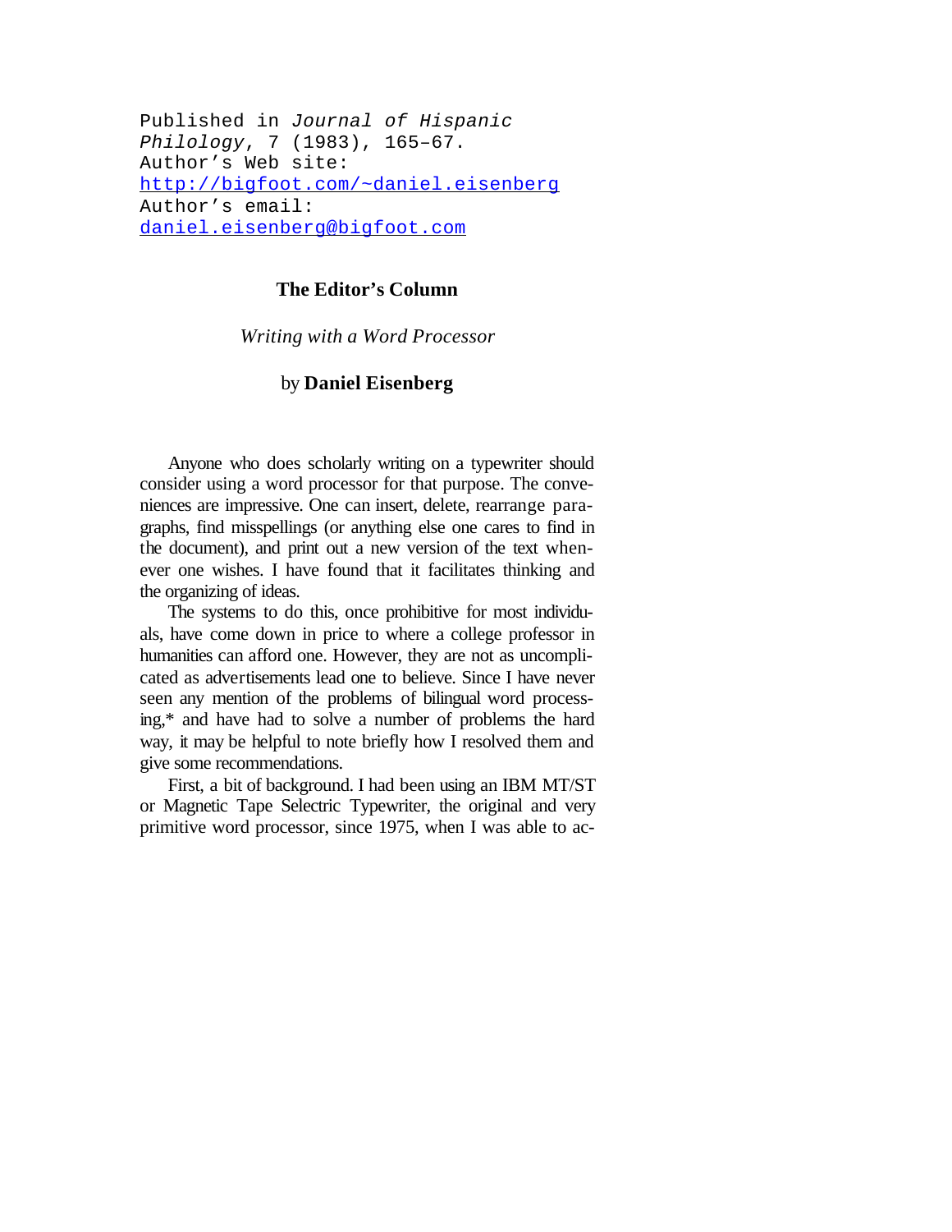Published in *Journal of Hispanic Philology*, 7 (1983), 165–67.
Author's Web site: http://bigfoot.com/~daniel.eisenberg
Author's email: daniel.eisenberg@bigfoot.com

# The Editor's Column

## *Writing with a Word Processor*

by **Daniel Eisenberg**

Anyone who does scholarly writing on a typewriter should consider using a word processor for that purpose. The conveniences are impressive. One can insert, delete, rearrange paragraphs, find misspellings (or anything else one cares to find in the document), and print out a new version of the text whenever one wishes. I have found that it facilitates thinking and the organizing of ideas.

The systems to do this, once prohibitive for most individuals, have come down in price to where a college professor in humanities can afford one. However, they are not as uncomplicated as advertisements lead one to believe. Since I have never seen any mention of the problems of bilingual word processing,* and have had to solve a number of problems the hard way, it may be helpful to note briefly how I resolved them and give some recommendations.

First, a bit of background. I had been using an IBM MT/ST or Magnetic Tape Selectric Typewriter, the original and very primitive word processor, since 1975, when I was able to ac-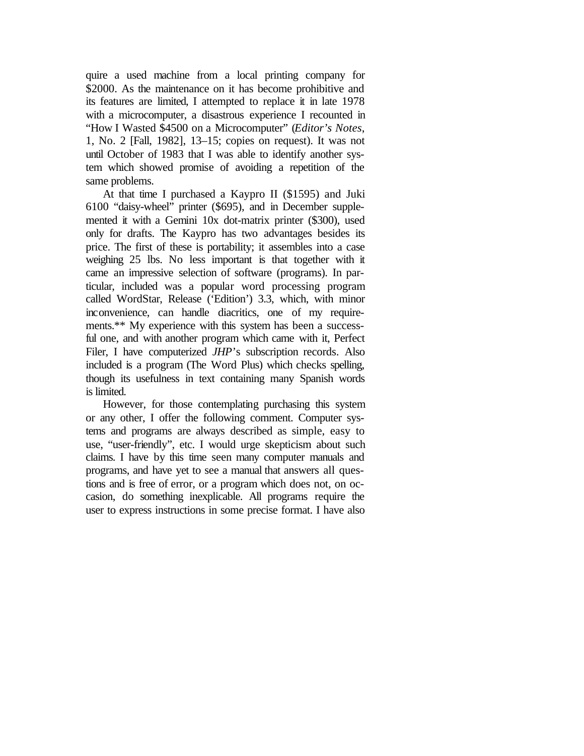quire a used machine from a local printing company for $2000. As the maintenance on it has become prohibitive and its features are limited, I attempted to replace it in late 1978 with a microcomputer, a disastrous experience I recounted in "How I Wasted $4500 on a Microcomputer" (*Editor's Notes*, 1, No. 2 [Fall, 1982], 13–15; copies on request). It was not until October of 1983 that I was able to identify another system which showed promise of avoiding a repetition of the same problems.

At that time I purchased a Kaypro II ($1595) and Juki 6100 "daisy-wheel" printer ($695), and in December supplemented it with a Gemini 10x dot-matrix printer ($300), used only for drafts. The Kaypro has two advantages besides its price. The first of these is portability; it assembles into a case weighing 25 lbs. No less important is that together with it came an impressive selection of software (programs). In particular, included was a popular word processing program called WordStar, Release ('Edition') 3.3, which, with minor inconvenience, can handle diacritics, one of my requirements.** My experience with this system has been a successful one, and with another program which came with it, Perfect Filer, I have computerized *JHP*'s subscription records. Also included is a program (The Word Plus) which checks spelling, though its usefulness in text containing many Spanish words is limited.

However, for those contemplating purchasing this system or any other, I offer the following comment. Computer systems and programs are always described as simple, easy to use, "user-friendly", etc. I would urge skepticism about such claims. I have by this time seen many computer manuals and programs, and have yet to see a manual that answers all questions and is free of error, or a program which does not, on occasion, do something inexplicable. All programs require the user to express instructions in some precise format. I have also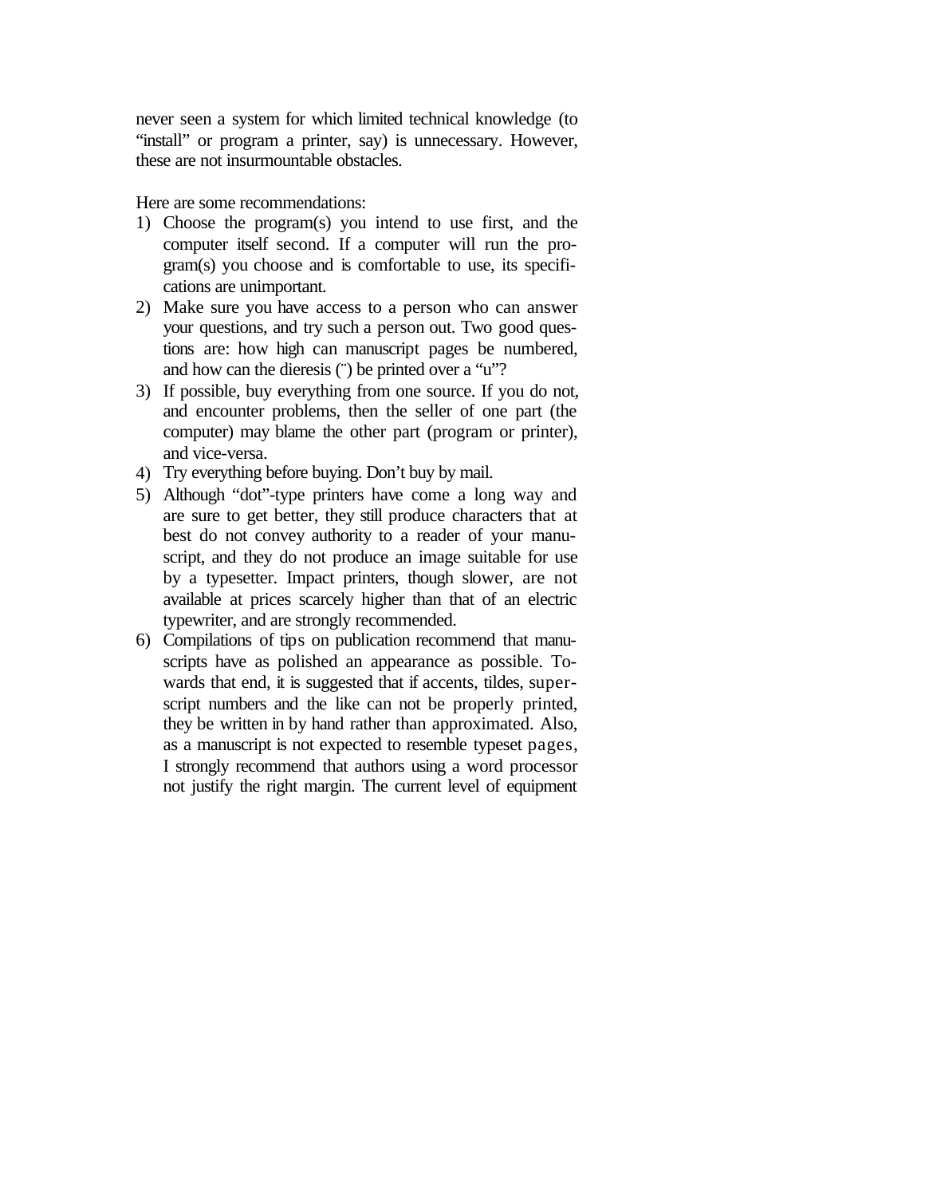never seen a system for which limited technical knowledge (to "install" or program a printer, say) is unnecessary. However, these are not insurmountable obstacles.

Here are some recommendations:

1) Choose the program(s) you intend to use first, and the computer itself second. If a computer will run the program(s) you choose and is comfortable to use, its specifications are unimportant.
2) Make sure you have access to a person who can answer your questions, and try such a person out. Two good questions are: how high can manuscript pages be numbered, and how can the dieresis (¨) be printed over a "u"?
3) If possible, buy everything from one source. If you do not, and encounter problems, then the seller of one part (the computer) may blame the other part (program or printer), and vice-versa.
4) Try everything before buying. Don't buy by mail.
5) Although "dot"-type printers have come a long way and are sure to get better, they still produce characters that at best do not convey authority to a reader of your manuscript, and they do not produce an image suitable for use by a typesetter. Impact printers, though slower, are not available at prices scarcely higher than that of an electric typewriter, and are strongly recommended.
6) Compilations of tips on publication recommend that manuscripts have as polished an appearance as possible. Towards that end, it is suggested that if accents, tildes, superscript numbers and the like can not be properly printed, they be written in by hand rather than approximated. Also, as a manuscript is not expected to resemble typeset pages, I strongly recommend that authors using a word processor not justify the right margin. The current level of equipment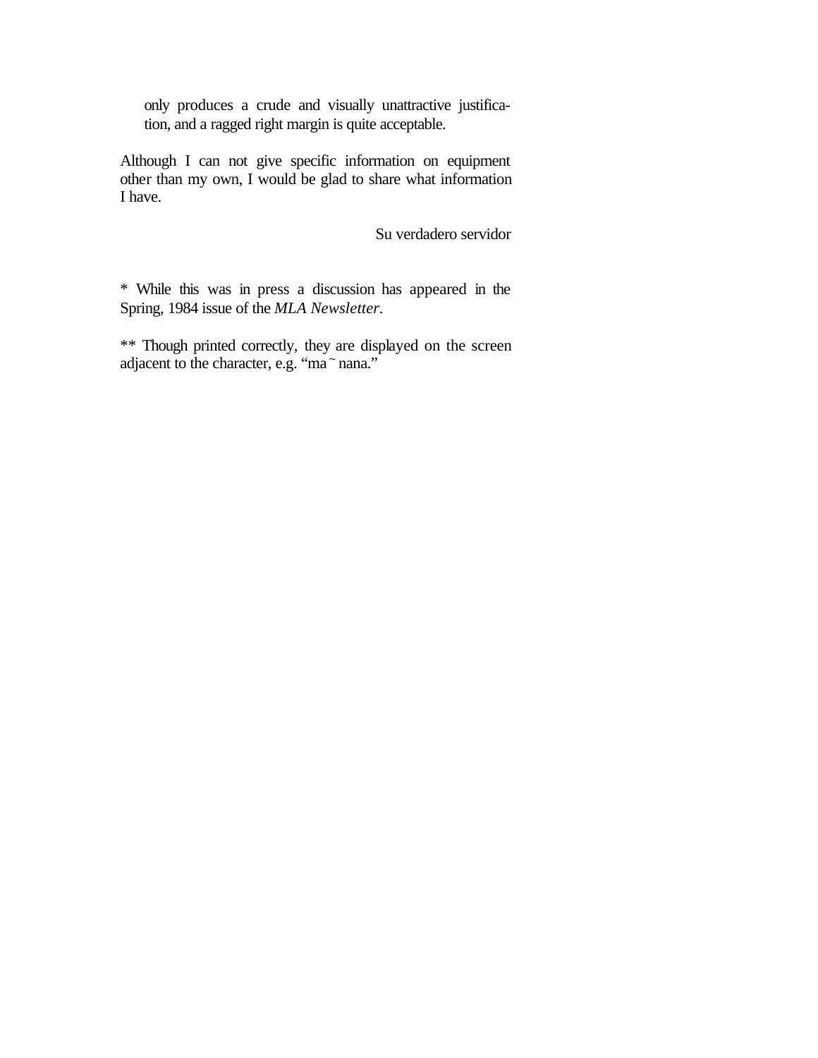only produces a crude and visually unattractive justification, and a ragged right margin is quite acceptable.

Although I can not give specific information on equipment other than my own, I would be glad to share what information I have.

Su verdadero servidor

* While this was in press a discussion has appeared in the Spring, 1984 issue of the *MLA Newsletter*.

** Though printed correctly, they are displayed on the screen adjacent to the character, e.g. "ma ˜ nana."